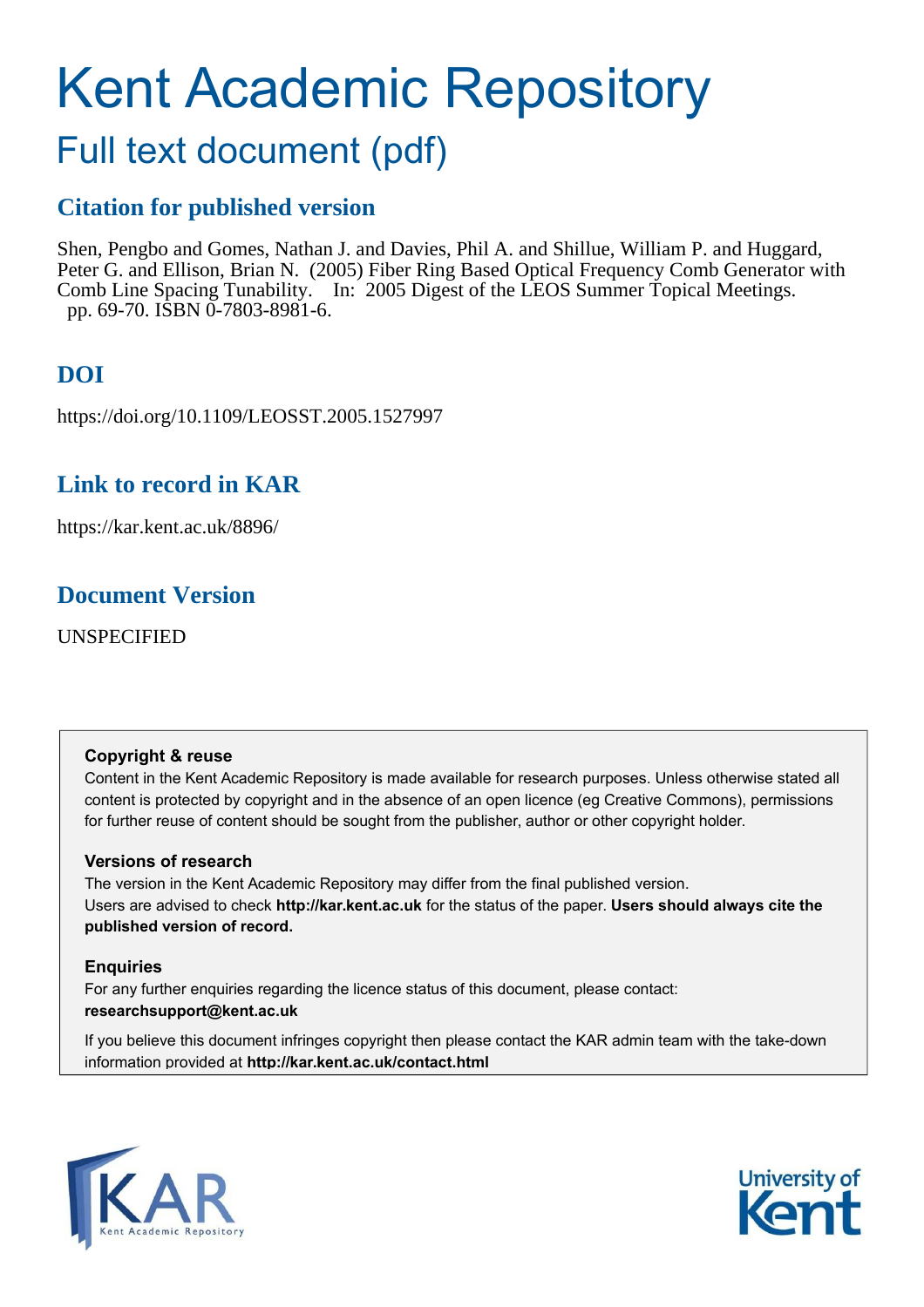# Kent Academic Repository

## Full text document (pdf)

### Citation for published version

Shen, Pengbo and Gomes, Nathan J. and Davies, Phil A. and Shillue, William P. and Huggard, Peter G. and Ellison, Brian N. (2005) Fiber Ring Based Optical Frequency Comb Generator with Comb Line Spacing Tunability. In: 2005 Digest of the LEOS Summer Topical Meetings. pp. 69-70. ISBN 0-7803-8981-6.

### DOI

https://doi.org/10.1109/LEOSST.2005.1527997

### Link to record in KAR

https://kar.kent.ac.uk/8896/

### Document Version

UNSPECIFIED

**Copyright & reuse**

Content in the Kent Academic Repository is made available for research purposes. Unless otherwise stated all content is protected by copyright and in the absence of an open licence (eg Creative Commons), permissions for further reuse of content should be sought from the publisher, author or other copyright holder.

**Versions of research**

The version in the Kent Academic Repository may differ from the final published version. Users are advised to check **http://kar.kent.ac.uk** for the status of the paper. **Users should always cite the published version of record.**

**Enquiries**

For any further enquiries regarding the licence status of this document, please contact: **researchsupport@kent.ac.uk**

If you believe this document infringes copyright then please contact the KAR admin team with the take-down information provided at **http://kar.kent.ac.uk/contact.html**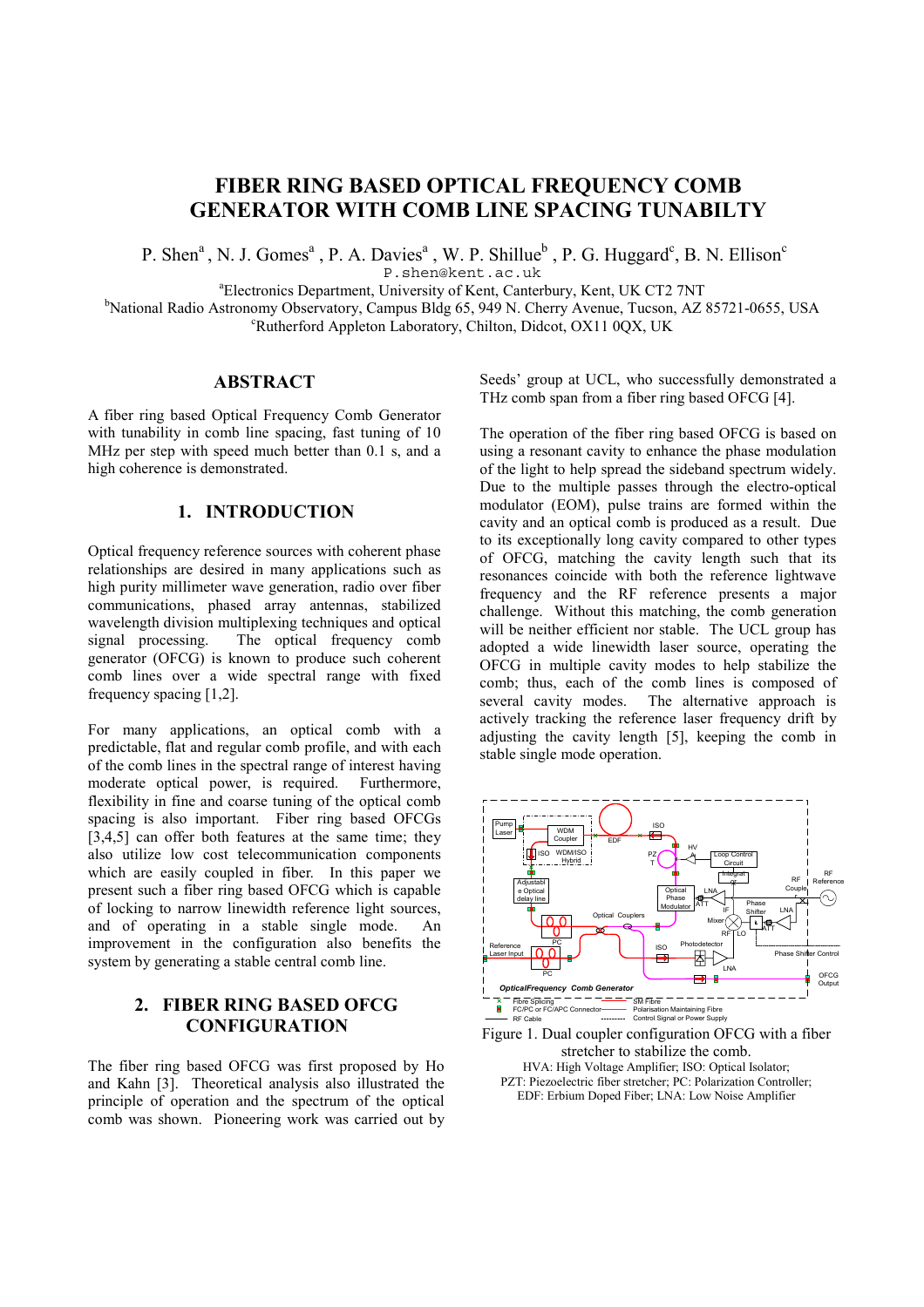# FIBER RING BASED OPTICAL FREQUENCY COMB GENERATOR WITH COMB LINE SPACING TUNABILTY

P. Shen[a], N. J. Gomes[a], P. A. Davies[a], W. P. Shillue[b], P. G. Huggard[c], B. N. Ellison[c]

P.shen@kent.ac.uk

[a]Electronics Department, University of Kent, Canterbury, Kent, UK CT2 7NT

[b]National Radio Astronomy Observatory, Campus Bldg 65, 949 N. Cherry Avenue, Tucson, AZ 85721-0655, USA

[c]Rutherford Appleton Laboratory, Chilton, Didcot, OX11 0QX, UK

## ABSTRACT

A fiber ring based Optical Frequency Comb Generator with tunability in comb line spacing, fast tuning of 10 MHz per step with speed much better than 0.1 s, and a high coherence is demonstrated.

## 1. INTRODUCTION

Optical frequency reference sources with coherent phase relationships are desired in many applications such as high purity millimeter wave generation, radio over fiber communications, phased array antennas, stabilized wavelength division multiplexing techniques and optical signal processing. The optical frequency comb generator (OFCG) is known to produce such coherent comb lines over a wide spectral range with fixed frequency spacing [1,2].

For many applications, an optical comb with a predictable, flat and regular comb profile, and with each of the comb lines in the spectral range of interest having moderate optical power, is required. Furthermore, flexibility in fine and coarse tuning of the optical comb spacing is also important. Fiber ring based OFCGs [3,4,5] can offer both features at the same time; they also utilize low cost telecommunication components which are easily coupled in fiber. In this paper we present such a fiber ring based OFCG which is capable of locking to narrow linewidth reference light sources, and of operating in a stable single mode. An improvement in the configuration also benefits the system by generating a stable central comb line.

## 2. FIBER RING BASED OFCG CONFIGURATION

The fiber ring based OFCG was first proposed by Ho and Kahn [3]. Theoretical analysis also illustrated the principle of operation and the spectrum of the optical comb was shown. Pioneering work was carried out by Seeds' group at UCL, who successfully demonstrated a THz comb span from a fiber ring based OFCG [4].

The operation of the fiber ring based OFCG is based on using a resonant cavity to enhance the phase modulation of the light to help spread the sideband spectrum widely. Due to the multiple passes through the electro-optical modulator (EOM), pulse trains are formed within the cavity and an optical comb is produced as a result. Due to its exceptionally long cavity compared to other types of OFCG, matching the cavity length such that its resonances coincide with both the reference lightwave frequency and the RF reference presents a major challenge. Without this matching, the comb generation will be neither efficient nor stable. The UCL group has adopted a wide linewidth laser source, operating the OFCG in multiple cavity modes to help stabilize the comb; thus, each of the comb lines is composed of several cavity modes. The alternative approach is actively tracking the reference laser frequency drift by adjusting the cavity length [5], keeping the comb in stable single mode operation.

Figure 1. Dual coupler configuration OFCG with a fiber stretcher to stabilize the comb.

HVA: High Voltage Amplifier; ISO: Optical Isolator; PZT: Piezoelectric fiber stretcher; PC: Polarization Controller; EDF: Erbium Doped Fiber; LNA: Low Noise Amplifier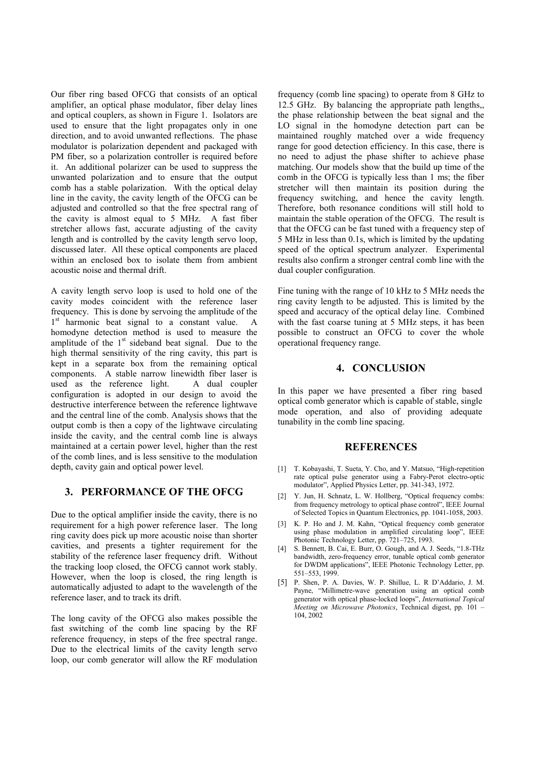Our fiber ring based OFCG that consists of an optical amplifier, an optical phase modulator, fiber delay lines and optical couplers, as shown in Figure 1. Isolators are used to ensure that the light propagates only in one direction, and to avoid unwanted reflections. The phase modulator is polarization dependent and packaged with PM fiber, so a polarization controller is required before it. An additional polarizer can be used to suppress the unwanted polarization and to ensure that the output comb has a stable polarization. With the optical delay line in the cavity, the cavity length of the OFCG can be adjusted and controlled so that the free spectral rang of the cavity is almost equal to 5 MHz. A fast fiber stretcher allows fast, accurate adjusting of the cavity length and is controlled by the cavity length servo loop, discussed later. All these optical components are placed within an enclosed box to isolate them from ambient acoustic noise and thermal drift.

A cavity length servo loop is used to hold one of the cavity modes coincident with the reference laser frequency. This is done by servoing the amplitude of the 1st harmonic beat signal to a constant value. A homodyne detection method is used to measure the amplitude of the 1st sideband beat signal. Due to the high thermal sensitivity of the ring cavity, this part is kept in a separate box from the remaining optical components. A stable narrow linewidth fiber laser is used as the reference light. A dual coupler configuration is adopted in our design to avoid the destructive interference between the reference lightwave and the central line of the comb. Analysis shows that the output comb is then a copy of the lightwave circulating inside the cavity, and the central comb line is always maintained at a certain power level, higher than the rest of the comb lines, and is less sensitive to the modulation depth, cavity gain and optical power level.

## 3. PERFORMANCE OF THE OFCG

Due to the optical amplifier inside the cavity, there is no requirement for a high power reference laser. The long ring cavity does pick up more acoustic noise than shorter cavities, and presents a tighter requirement for the stability of the reference laser frequency drift. Without the tracking loop closed, the OFCG cannot work stably. However, when the loop is closed, the ring length is automatically adjusted to adapt to the wavelength of the reference laser, and to track its drift.

The long cavity of the OFCG also makes possible the fast switching of the comb line spacing by the RF reference frequency, in steps of the free spectral range. Due to the electrical limits of the cavity length servo loop, our comb generator will allow the RF modulation frequency (comb line spacing) to operate from 8 GHz to 12.5 GHz. By balancing the appropriate path lengths,, the phase relationship between the beat signal and the LO signal in the homodyne detection part can be maintained roughly matched over a wide frequency range for good detection efficiency. In this case, there is no need to adjust the phase shifter to achieve phase matching. Our models show that the build up time of the comb in the OFCG is typically less than 1 ms; the fiber stretcher will then maintain its position during the frequency switching, and hence the cavity length. Therefore, both resonance conditions will still hold to maintain the stable operation of the OFCG. The result is that the OFCG can be fast tuned with a frequency step of 5 MHz in less than 0.1s, which is limited by the updating speed of the optical spectrum analyzer. Experimental results also confirm a stronger central comb line with the dual coupler configuration.

Fine tuning with the range of 10 kHz to 5 MHz needs the ring cavity length to be adjusted. This is limited by the speed and accuracy of the optical delay line. Combined with the fast coarse tuning at 5 MHz steps, it has been possible to construct an OFCG to cover the whole operational frequency range.

## 4. CONCLUSION

In this paper we have presented a fiber ring based optical comb generator which is capable of stable, single mode operation, and also of providing adequate tunability in the comb line spacing.

## REFERENCES

[1] T. Kobayashi, T. Sueta, Y. Cho, and Y. Matsuo, "High-repetition rate optical pulse generator using a Fabry-Perot electro-optic modulator", Applied Physics Letter, pp. 341-343, 1972.

[2] Y. Jun, H. Schnatz, L. W. Hollberg, "Optical frequency combs: from frequency metrology to optical phase control", IEEE Journal of Selected Topics in Quantum Electronics, pp. 1041-1058, 2003.

[3] K. P. Ho and J. M. Kahn, "Optical frequency comb generator using phase modulation in amplified circulating loop", IEEE Photonic Technology Letter, pp. 721–725, 1993.

[4] S. Bennett, B. Cai, E. Burr, O. Gough, and A. J. Seeds, "1.8-THz bandwidth, zero-frequency error, tunable optical comb generator for DWDM applications", IEEE Photonic Technology Letter, pp. 551–553, 1999.

[5] P. Shen, P. A. Davies, W. P. Shillue, L. R D'Addario, J. M. Payne, "Millimetre-wave generation using an optical comb generator with optical phase-locked loops", *International Topical Meeting on Microwave Photonics*, Technical digest, pp. 101 – 104, 2002